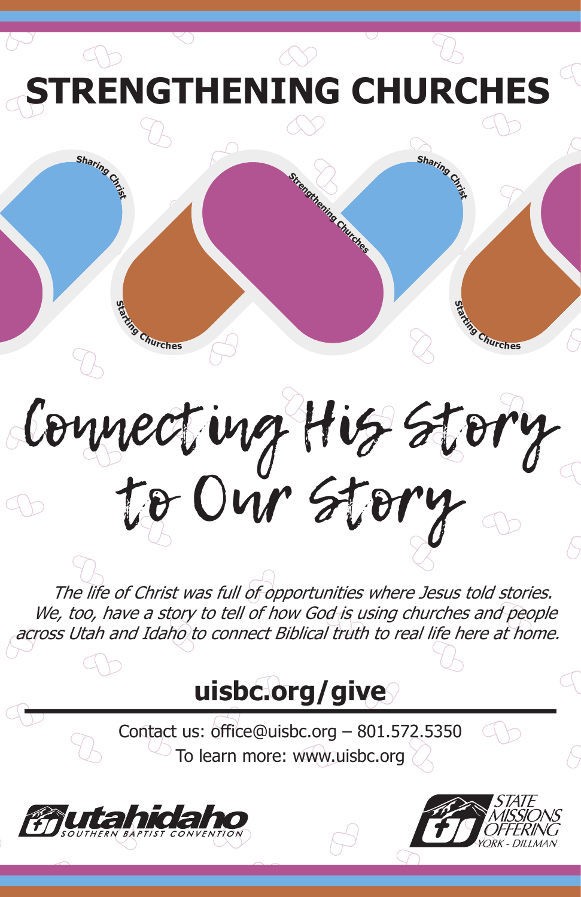# STRENGTHENING CHURCHES

Sharing Christ

Starting Churches

Strengthening Churches

Sharing Christ

Starting Churches

## Connecting His Story to Our Story

*The life of Christ was full of opportunities where Jesus told stories. We, too, have a story to tell of how God is using churches and people across Utah and Idaho to connect Biblical truth to real life here at home.*

**uisbc.org/give**

Contact us: office@uisbc.org – 801.572.5350
To learn more: www.uisbc.org

utahidaho SOUTHERN BAPTIST CONVENTION

STATE MISSIONS OFFERING YORK - DILLMAN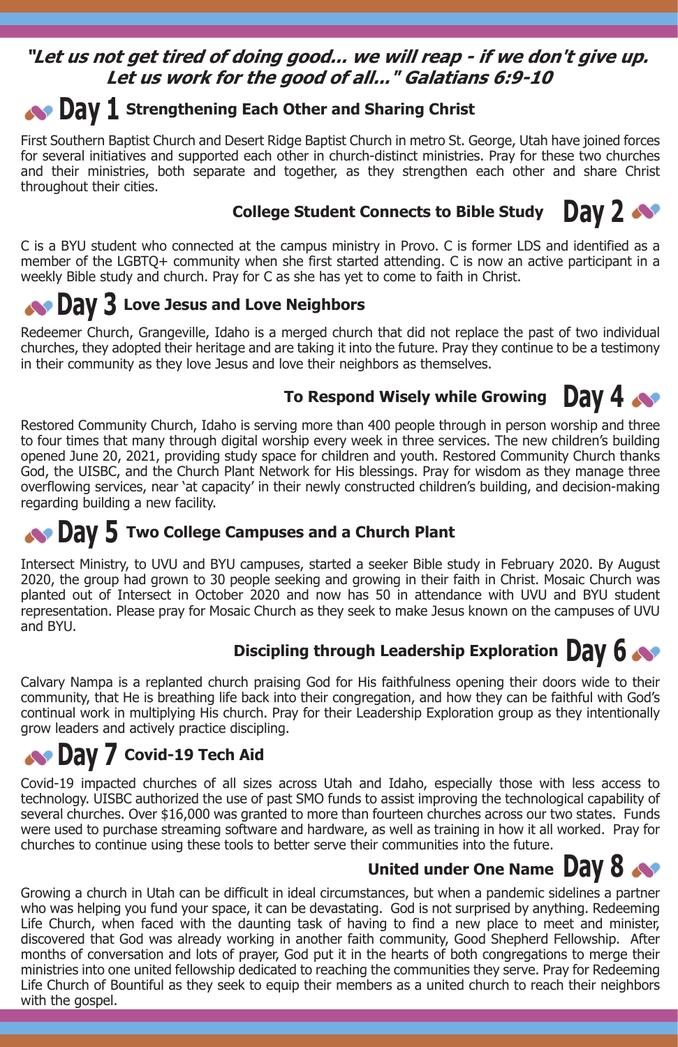***"Let us not get tired of doing good... we will reap - if we don't give up. Let us work for the good of all..." Galatians 6:9-10***

## Day 1 Strengthening Each Other and Sharing Christ

First Southern Baptist Church and Desert Ridge Baptist Church in metro St. George, Utah have joined forces for several initiatives and supported each other in church-distinct ministries. Pray for these two churches and their ministries, both separate and together, as they strengthen each other and share Christ throughout their cities.

## Day 2 College Student Connects to Bible Study

C is a BYU student who connected at the campus ministry in Provo. C is former LDS and identified as a member of the LGBTQ+ community when she first started attending. C is now an active participant in a weekly Bible study and church. Pray for C as she has yet to come to faith in Christ.

## Day 3 Love Jesus and Love Neighbors

Redeemer Church, Grangeville, Idaho is a merged church that did not replace the past of two individual churches, they adopted their heritage and are taking it into the future. Pray they continue to be a testimony in their community as they love Jesus and love their neighbors as themselves.

## Day 4 To Respond Wisely while Growing

Restored Community Church, Idaho is serving more than 400 people through in person worship and three to four times that many through digital worship every week in three services. The new children's building opened June 20, 2021, providing study space for children and youth. Restored Community Church thanks God, the UISBC, and the Church Plant Network for His blessings. Pray for wisdom as they manage three overflowing services, near 'at capacity' in their newly constructed children's building, and decision-making regarding building a new facility.

## Day 5 Two College Campuses and a Church Plant

Intersect Ministry, to UVU and BYU campuses, started a seeker Bible study in February 2020. By August 2020, the group had grown to 30 people seeking and growing in their faith in Christ. Mosaic Church was planted out of Intersect in October 2020 and now has 50 in attendance with UVU and BYU student representation. Please pray for Mosaic Church as they seek to make Jesus known on the campuses of UVU and BYU.

## Day 6 Discipling through Leadership Exploration

Calvary Nampa is a replanted church praising God for His faithfulness opening their doors wide to their community, that He is breathing life back into their congregation, and how they can be faithful with God's continual work in multiplying His church. Pray for their Leadership Exploration group as they intentionally grow leaders and actively practice discipling.

## Day 7 Covid-19 Tech Aid

Covid-19 impacted churches of all sizes across Utah and Idaho, especially those with less access to technology. UISBC authorized the use of past SMO funds to assist improving the technological capability of several churches. Over $16,000 was granted to more than fourteen churches across our two states. Funds were used to purchase streaming software and hardware, as well as training in how it all worked. Pray for churches to continue using these tools to better serve their communities into the future.

## Day 8 United under One Name

Growing a church in Utah can be difficult in ideal circumstances, but when a pandemic sidelines a partner who was helping you fund your space, it can be devastating. God is not surprised by anything. Redeeming Life Church, when faced with the daunting task of having to find a new place to meet and minister, discovered that God was already working in another faith community, Good Shepherd Fellowship. After months of conversation and lots of prayer, God put it in the hearts of both congregations to merge their ministries into one united fellowship dedicated to reaching the communities they serve. Pray for Redeeming Life Church of Bountiful as they seek to equip their members as a united church to reach their neighbors with the gospel.